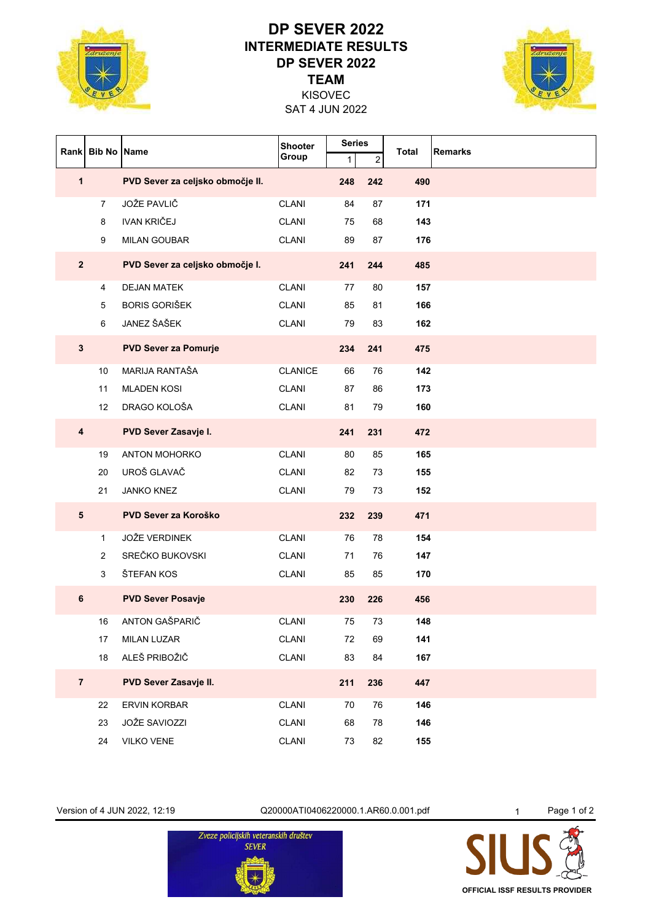# DP SEVER 2022

## INTERMEDIATE RESULTS

## DP SEVER 2022

## TEAM

KISOVEC

SAT 4 JUN 2022

| Rank | Bib No | Name | Shooter Group | Series 1 | Series 2 | Total | Remarks |
|---|---|---|---|---|---|---|---|
| **1** | | **PVD Sever za celjsko območje II.** | | **248** | **242** | **490** | |
| | 7 | JOŽE PAVLIČ | CLANI | 84 | 87 | **171** | |
| | 8 | IVAN KRIČEJ | CLANI | 75 | 68 | **143** | |
| | 9 | MILAN GOUBAR | CLANI | 89 | 87 | **176** | |
| **2** | | **PVD Sever za celjsko območje I.** | | **241** | **244** | **485** | |
| | 4 | DEJAN MATEK | CLANI | 77 | 80 | **157** | |
| | 5 | BORIS GORIŠEK | CLANI | 85 | 81 | **166** | |
| | 6 | JANEZ ŠAŠEK | CLANI | 79 | 83 | **162** | |
| **3** | | **PVD Sever za Pomurje** | | **234** | **241** | **475** | |
| | 10 | MARIJA RANTAŠA | CLANICE | 66 | 76 | **142** | |
| | 11 | MLADEN KOSI | CLANI | 87 | 86 | **173** | |
| | 12 | DRAGO KOLOŠA | CLANI | 81 | 79 | **160** | |
| **4** | | **PVD Sever Zasavje I.** | | **241** | **231** | **472** | |
| | 19 | ANTON MOHORKO | CLANI | 80 | 85 | **165** | |
| | 20 | UROŠ GLAVAČ | CLANI | 82 | 73 | **155** | |
| | 21 | JANKO KNEZ | CLANI | 79 | 73 | **152** | |
| **5** | | **PVD Sever za Koroško** | | **232** | **239** | **471** | |
| | 1 | JOŽE VERDINEK | CLANI | 76 | 78 | **154** | |
| | 2 | SREČKO BUKOVSKI | CLANI | 71 | 76 | **147** | |
| | 3 | ŠTEFAN KOS | CLANI | 85 | 85 | **170** | |
| **6** | | **PVD Sever Posavje** | | **230** | **226** | **456** | |
| | 16 | ANTON GAŠPARIČ | CLANI | 75 | 73 | **148** | |
| | 17 | MILAN LUZAR | CLANI | 72 | 69 | **141** | |
| | 18 | ALEŠ PRIBOŽIČ | CLANI | 83 | 84 | **167** | |
| **7** | | **PVD Sever Zasavje II.** | | **211** | **236** | **447** | |
| | 22 | ERVIN KORBAR | CLANI | 70 | 76 | **146** | |
| | 23 | JOŽE SAVIOZZI | CLANI | 68 | 78 | **146** | |
| | 24 | VILKO VENE | CLANI | 73 | 82 | **155** | |

Version of 4 JUN 2022, 12:19 Q20000ATI0406220000.1.AR60.0.001.pdf

Zveze policijskih veteranskih društev SEVER

OFFICIAL ISSF RESULTS PROVIDER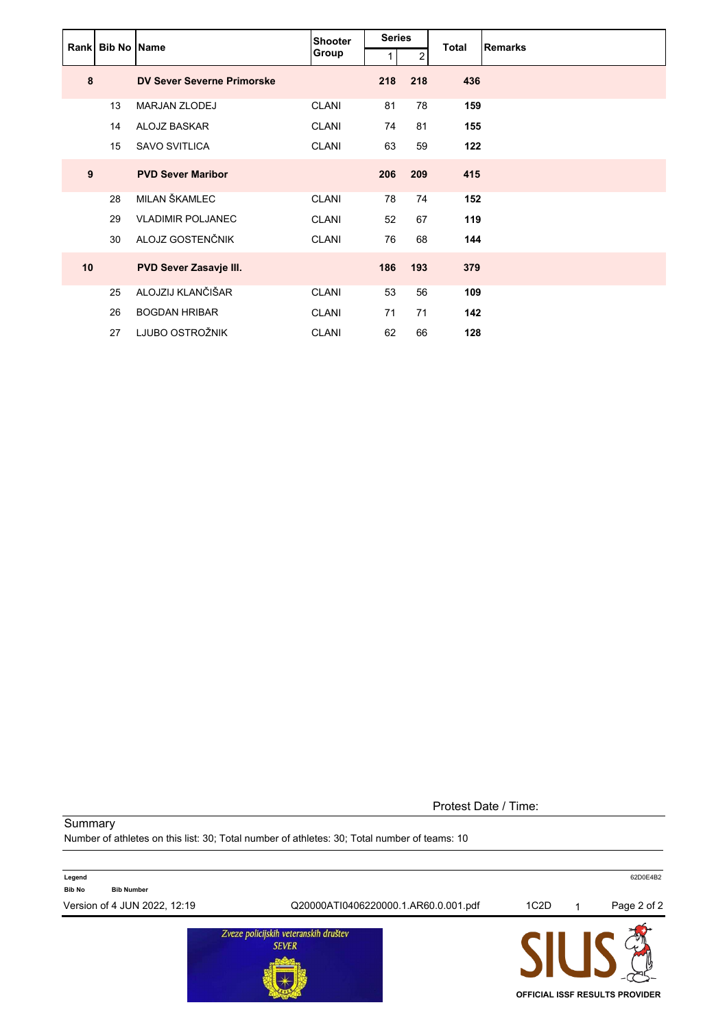| Rank | Bib No | Name | Shooter Group | Series | | Total | Remarks |
|---|---|---|---|---|---|---|---|
| | | | | 1 | 2 | | |
| **8** | | **DV Sever Severne Primorske** | | **218** | **218** | **436** | |
| | 13 | MARJAN ZLODEJ | CLANI | 81 | 78 | **159** | |
| | 14 | ALOJZ BASKAR | CLANI | 74 | 81 | **155** | |
| | 15 | SAVO SVITLICA | CLANI | 63 | 59 | **122** | |
| **9** | | **PVD Sever Maribor** | | **206** | **209** | **415** | |
| | 28 | MILAN ŠKAMLEC | CLANI | 78 | 74 | **152** | |
| | 29 | VLADIMIR POLJANEC | CLANI | 52 | 67 | **119** | |
| | 30 | ALOJZ GOSTENČNIK | CLANI | 76 | 68 | **144** | |
| **10** | | **PVD Sever Zasavje III.** | | **186** | **193** | **379** | |
| | 25 | ALOJZIJ KLANČIŠAR | CLANI | 53 | 56 | **109** | |
| | 26 | BOGDAN HRIBAR | CLANI | 71 | 71 | **142** | |
| | 27 | LJUBO OSTROŽNIK | CLANI | 62 | 66 | **128** | |

Protest Date / Time:

Summary

Number of athletes on this list: 30; Total number of athletes: 30; Total number of teams: 10

**Legend**

**Bib No** — **Bib Number**

62D0E4B2

Version of 4 JUN 2022, 12:19 — Q20000ATI0406220000.1.AR60.0.001.pdf — 1C2D — 1

Zveze policijskih veteranskih društev SEVER

SIUS — OFFICIAL ISSF RESULTS PROVIDER